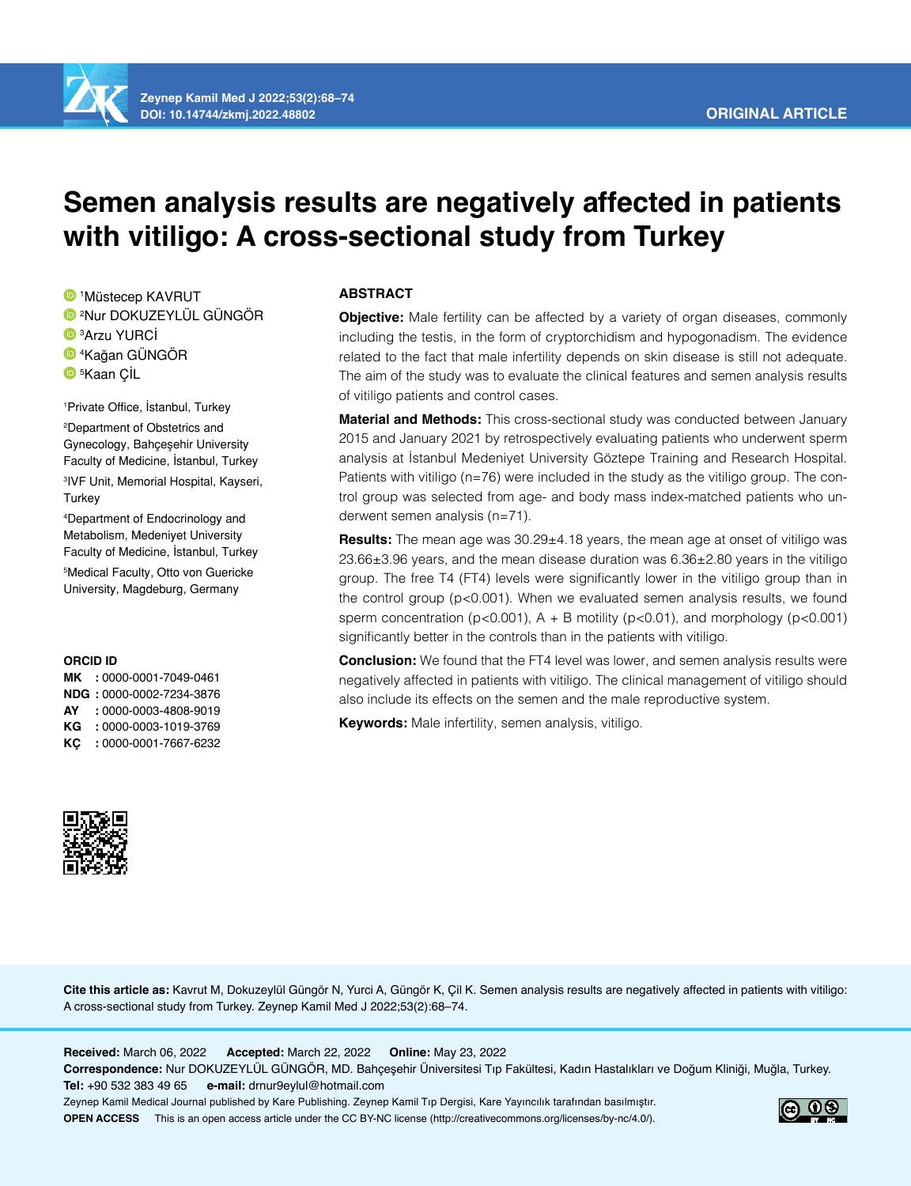# Semen analysis results are negatively affected in patients with vitiligo: A cross-sectional study from Turkey

[1]Müstecep KAVRUT
[2]Nur DOKUZEYLÜL GÜNGÖR
[3]Arzu YURCİ
[4]Kağan GÜNGÖR
[5]Kaan ÇİL

[1]Private Office, İstanbul, Turkey
[2]Department of Obstetrics and Gynecology, Bahçeşehir University Faculty of Medicine, İstanbul, Turkey
[3]IVF Unit, Memorial Hospital, Kayseri, Turkey
[4]Department of Endocrinology and Metabolism, Medeniyet University Faculty of Medicine, İstanbul, Turkey
[5]Medical Faculty, Otto von Guericke University, Magdeburg, Germany

**ORCID ID**

**MK** : 0000-0001-7049-0461
**NDG** : 0000-0002-7234-3876
**AY** : 0000-0003-4808-9019
**KG** : 0000-0003-1019-3769
**KÇ** : 0000-0001-7667-6232

## ABSTRACT

**Objective:** Male fertility can be affected by a variety of organ diseases, commonly including the testis, in the form of cryptorchidism and hypogonadism. The evidence related to the fact that male infertility depends on skin disease is still not adequate. The aim of the study was to evaluate the clinical features and semen analysis results of vitiligo patients and control cases.

**Material and Methods:** This cross-sectional study was conducted between January 2015 and January 2021 by retrospectively evaluating patients who underwent sperm analysis at İstanbul Medeniyet University Göztepe Training and Research Hospital. Patients with vitiligo (n=76) were included in the study as the vitiligo group. The control group was selected from age- and body mass index-matched patients who underwent semen analysis (n=71).

**Results:** The mean age was 30.29±4.18 years, the mean age at onset of vitiligo was 23.66±3.96 years, and the mean disease duration was 6.36±2.80 years in the vitiligo group. The free T4 (FT4) levels were significantly lower in the vitiligo group than in the control group ($p<0.001$). When we evaluated semen analysis results, we found sperm concentration ($p<0.001$), A + B motility ($p<0.01$), and morphology ($p<0.001$) significantly better in the controls than in the patients with vitiligo.

**Conclusion:** We found that the FT4 level was lower, and semen analysis results were negatively affected in patients with vitiligo. The clinical management of vitiligo should also include its effects on the semen and the male reproductive system.

**Keywords:** Male infertility, semen analysis, vitiligo.

**Cite this article as:** Kavrut M, Dokuzeylül Güngör N, Yurci A, Güngör K, Çil K. Semen analysis results are negatively affected in patients with vitiligo: A cross-sectional study from Turkey. Zeynep Kamil Med J 2022;53(2):68–74.

**Received:** March 06, 2022 **Accepted:** March 22, 2022 **Online:** May 23, 2022

**Correspondence:** Nur DOKUZEYLÜL GÜNGÖR, MD. Bahçeşehir Üniversitesi Tıp Fakültesi, Kadın Hastalıkları ve Doğum Kliniği, Muğla, Turkey.

**Tel:** +90 532 383 49 65 **e-mail:** drnur9eylul@hotmail.com

Zeynep Kamil Medical Journal published by Kare Publishing. Zeynep Kamil Tıp Dergisi, Kare Yayıncılık tarafından basılmıştır.

**OPEN ACCESS** This is an open access article under the CC BY-NC license (http://creativecommons.org/licenses/by-nc/4.0/).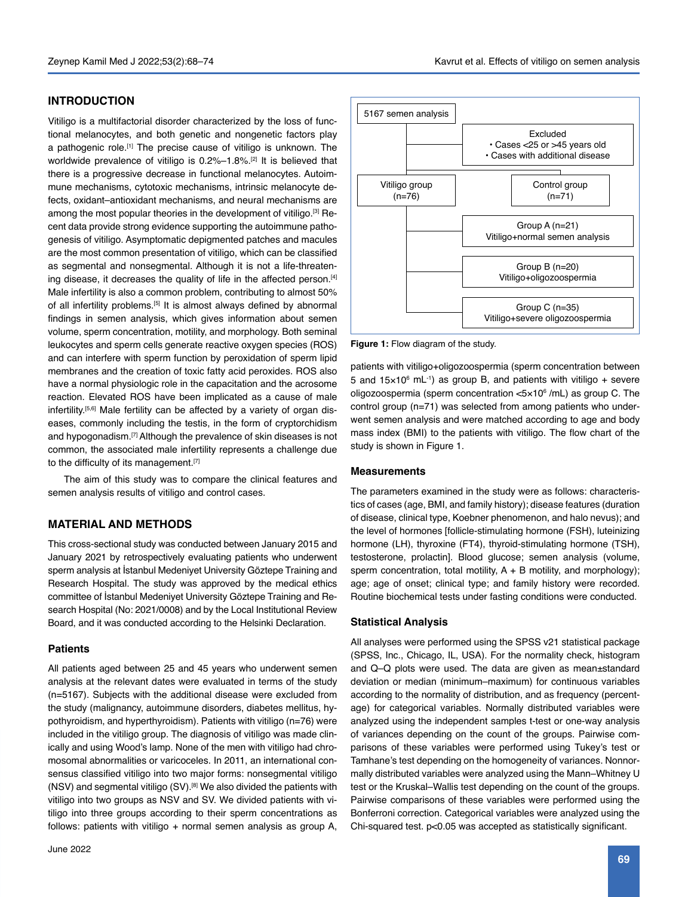## INTRODUCTION

Vitiligo is a multifactorial disorder characterized by the loss of functional melanocytes, and both genetic and nongenetic factors play a pathogenic role.[1] The precise cause of vitiligo is unknown. The worldwide prevalence of vitiligo is 0.2%–1.8%.[2] It is believed that there is a progressive decrease in functional melanocytes. Autoimmune mechanisms, cytotoxic mechanisms, intrinsic melanocyte defects, oxidant–antioxidant mechanisms, and neural mechanisms are among the most popular theories in the development of vitiligo.[3] Recent data provide strong evidence supporting the autoimmune pathogenesis of vitiligo. Asymptomatic depigmented patches and macules are the most common presentation of vitiligo, which can be classified as segmental and nonsegmental. Although it is not a life-threatening disease, it decreases the quality of life in the affected person.[4] Male infertility is also a common problem, contributing to almost 50% of all infertility problems.[5] It is almost always defined by abnormal findings in semen analysis, which gives information about semen volume, sperm concentration, motility, and morphology. Both seminal leukocytes and sperm cells generate reactive oxygen species (ROS) and can interfere with sperm function by peroxidation of sperm lipid membranes and the creation of toxic fatty acid peroxides. ROS also have a normal physiologic role in the capacitation and the acrosome reaction. Elevated ROS have been implicated as a cause of male infertility.[5,6] Male fertility can be affected by a variety of organ diseases, commonly including the testis, in the form of cryptorchidism and hypogonadism.[7] Although the prevalence of skin diseases is not common, the associated male infertility represents a challenge due to the difficulty of its management.[7]

The aim of this study was to compare the clinical features and semen analysis results of vitiligo and control cases.

## MATERIAL AND METHODS

This cross-sectional study was conducted between January 2015 and January 2021 by retrospectively evaluating patients who underwent sperm analysis at İstanbul Medeniyet University Göztepe Training and Research Hospital. The study was approved by the medical ethics committee of İstanbul Medeniyet University Göztepe Training and Research Hospital (No: 2021/0008) and by the Local Institutional Review Board, and it was conducted according to the Helsinki Declaration.

### Patients

All patients aged between 25 and 45 years who underwent semen analysis at the relevant dates were evaluated in terms of the study (n=5167). Subjects with the additional disease were excluded from the study (malignancy, autoimmune disorders, diabetes mellitus, hypothyroidism, and hyperthyroidism). Patients with vitiligo (n=76) were included in the vitiligo group. The diagnosis of vitiligo was made clinically and using Wood's lamp. None of the men with vitiligo had chromosomal abnormalities or varicoceles. In 2011, an international consensus classified vitiligo into two major forms: nonsegmental vitiligo (NSV) and segmental vitiligo (SV).[8] We also divided the patients with vitiligo into two groups as NSV and SV. We divided patients with vitiligo into three groups according to their sperm concentrations as follows: patients with vitiligo + normal semen analysis as group A, patients with vitiligo+oligozoospermia (sperm concentration between 5 and $15\times10^6$ $mL^{-1}$) as group B, and patients with vitiligo + severe oligozoospermia (sperm concentration $<5\times10^6$ /mL) as group C. The control group (n=71) was selected from among patients who underwent semen analysis and were matched according to age and body mass index (BMI) to the patients with vitiligo. The flow chart of the study is shown in Figure 1.

5167 semen analysis → Excluded: • Cases <25 or >45 years old • Cases with additional disease

Vitiligo group (n=76) | Control group (n=71)

Vitiligo group → Group A (n=21) Vitiligo+normal semen analysis; Group B (n=20) Vitiligo+oligozoospermia; Group C (n=35) Vitiligo+severe oligozoospermia

**Figure 1:** Flow diagram of the study.

### Measurements

The parameters examined in the study were as follows: characteristics of cases (age, BMI, and family history); disease features (duration of disease, clinical type, Koebner phenomenon, and halo nevus); and the level of hormones [follicle-stimulating hormone (FSH), luteinizing hormone (LH), thyroxine (FT4), thyroid-stimulating hormone (TSH), testosterone, prolactin]. Blood glucose; semen analysis (volume, sperm concentration, total motility, A + B motility, and morphology); age; age of onset; clinical type; and family history were recorded. Routine biochemical tests under fasting conditions were conducted.

### Statistical Analysis

All analyses were performed using the SPSS v21 statistical package (SPSS, Inc., Chicago, IL, USA). For the normality check, histogram and Q–Q plots were used. The data are given as mean±standard deviation or median (minimum–maximum) for continuous variables according to the normality of distribution, and as frequency (percentage) for categorical variables. Normally distributed variables were analyzed using the independent samples t-test or one-way analysis of variances depending on the count of the groups. Pairwise comparisons of these variables were performed using Tukey's test or Tamhane's test depending on the homogeneity of variances. Nonnormally distributed variables were analyzed using the Mann–Whitney U test or the Kruskal–Wallis test depending on the count of the groups. Pairwise comparisons of these variables were performed using the Bonferroni correction. Categorical variables were analyzed using the Chi-squared test. $p<0.05$ was accepted as statistically significant.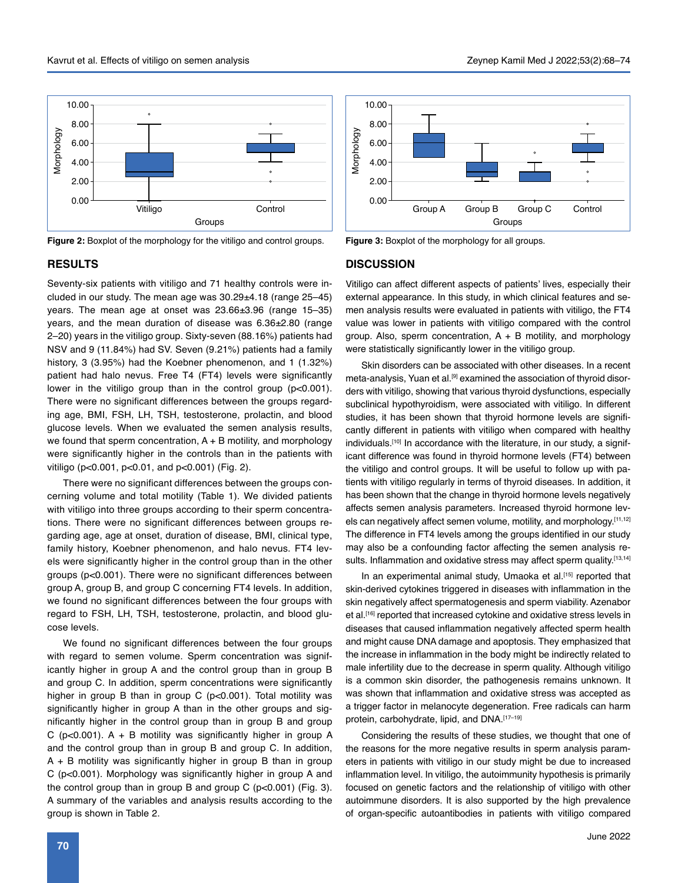Figure 2: Boxplot of the morphology for the vitiligo and control groups.

Figure 3: Boxplot of the morphology for all groups.

## RESULTS

Seventy-six patients with vitiligo and 71 healthy controls were included in our study. The mean age was 30.29±4.18 (range 25–45) years. The mean age at onset was 23.66±3.96 (range 15–35) years, and the mean duration of disease was 6.36±2.80 (range 2–20) years in the vitiligo group. Sixty-seven (88.16%) patients had NSV and 9 (11.84%) had SV. Seven (9.21%) patients had a family history, 3 (3.95%) had the Koebner phenomenon, and 1 (1.32%) patient had halo nevus. Free T4 (FT4) levels were significantly lower in the vitiligo group than in the control group ($p<0.001$). There were no significant differences between the groups regarding age, BMI, FSH, LH, TSH, testosterone, prolactin, and blood glucose levels. When we evaluated the semen analysis results, we found that sperm concentration, A + B motility, and morphology were significantly higher in the controls than in the patients with vitiligo ($p<0.001$, $p<0.01$, and $p<0.001$) (Fig. 2).

There were no significant differences between the groups concerning volume and total motility (Table 1). We divided patients with vitiligo into three groups according to their sperm concentrations. There were no significant differences between groups regarding age, age at onset, duration of disease, BMI, clinical type, family history, Koebner phenomenon, and halo nevus. FT4 levels were significantly higher in the control group than in the other groups ($p<0.001$). There were no significant differences between group A, group B, and group C concerning FT4 levels. In addition, we found no significant differences between the four groups with regard to FSH, LH, TSH, testosterone, prolactin, and blood glucose levels.

We found no significant differences between the four groups with regard to semen volume. Sperm concentration was significantly higher in group A and the control group than in group B and group C. In addition, sperm concentrations were significantly higher in group B than in group C ($p<0.001$). Total motility was significantly higher in group A than in the other groups and significantly higher in the control group than in group B and group C ($p<0.001$). A + B motility was significantly higher in group A and the control group than in group B and group C. In addition, A + B motility was significantly higher in group B than in group C ($p<0.001$). Morphology was significantly higher in group A and the control group than in group B and group C ($p<0.001$) (Fig. 3). A summary of the variables and analysis results according to the group is shown in Table 2.

## DISCUSSION

Vitiligo can affect different aspects of patients' lives, especially their external appearance. In this study, in which clinical features and semen analysis results were evaluated in patients with vitiligo, the FT4 value was lower in patients with vitiligo compared with the control group. Also, sperm concentration, A + B motility, and morphology were statistically significantly lower in the vitiligo group.

Skin disorders can be associated with other diseases. In a recent meta-analysis, Yuan et al.[9] examined the association of thyroid disorders with vitiligo, showing that various thyroid dysfunctions, especially subclinical hypothyroidism, were associated with vitiligo. In different studies, it has been shown that thyroid hormone levels are significantly different in patients with vitiligo when compared with healthy individuals.[10] In accordance with the literature, in our study, a significant difference was found in thyroid hormone levels (FT4) between the vitiligo and control groups. It will be useful to follow up with patients with vitiligo regularly in terms of thyroid diseases. In addition, it has been shown that the change in thyroid hormone levels negatively affects semen analysis parameters. Increased thyroid hormone levels can negatively affect semen volume, motility, and morphology.[11,12] The difference in FT4 levels among the groups identified in our study may also be a confounding factor affecting the semen analysis results. Inflammation and oxidative stress may affect sperm quality.[13,14]

In an experimental animal study, Umaoka et al.[15] reported that skin-derived cytokines triggered in diseases with inflammation in the skin negatively affect spermatogenesis and sperm viability. Azenabor et al.[16] reported that increased cytokine and oxidative stress levels in diseases that caused inflammation negatively affected sperm health and might cause DNA damage and apoptosis. They emphasized that the increase in inflammation in the body might be indirectly related to male infertility due to the decrease in sperm quality. Although vitiligo is a common skin disorder, the pathogenesis remains unknown. It was shown that inflammation and oxidative stress was accepted as a trigger factor in melanocyte degeneration. Free radicals can harm protein, carbohydrate, lipid, and DNA.[17–19]

Considering the results of these studies, we thought that one of the reasons for the more negative results in sperm analysis parameters in patients with vitiligo in our study might be due to increased inflammation level. In vitiligo, the autoimmunity hypothesis is primarily focused on genetic factors and the relationship of vitiligo with other autoimmune disorders. It is also supported by the high prevalence of organ-specific autoantibodies in patients with vitiligo compared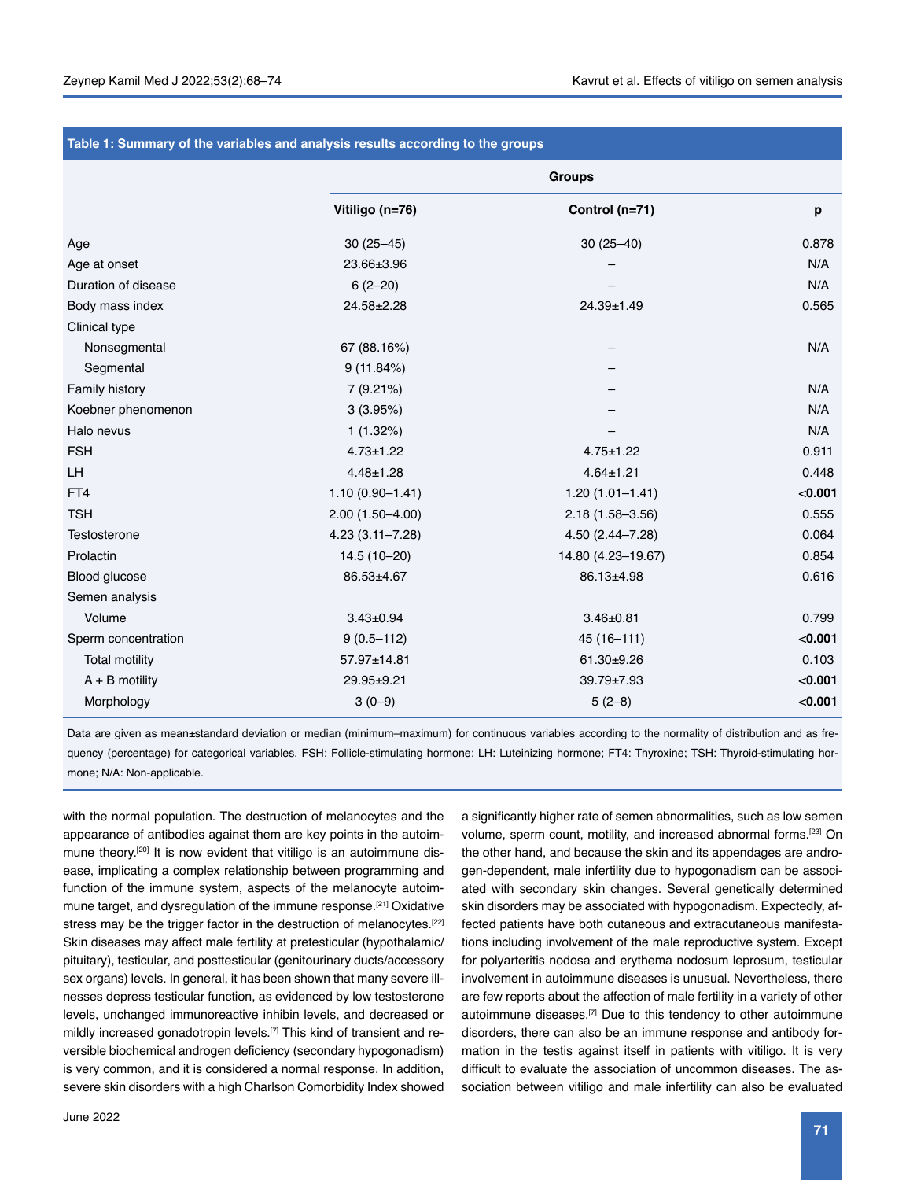**Table 1: Summary of the variables and analysis results according to the groups**

| | Groups | | |
|---|---|---|---|
| | **Vitiligo (n=76)** | **Control (n=71)** | **p** |
| Age | 30 (25–45) | 30 (25–40) | 0.878 |
| Age at onset | 23.66±3.96 | – | N/A |
| Duration of disease | 6 (2–20) | – | N/A |
| Body mass index | 24.58±2.28 | 24.39±1.49 | 0.565 |
| Clinical type | | | |
| Nonsegmental | 67 (88.16%) | – | N/A |
| Segmental | 9 (11.84%) | – | |
| Family history | 7 (9.21%) | – | N/A |
| Koebner phenomenon | 3 (3.95%) | – | N/A |
| Halo nevus | 1 (1.32%) | – | N/A |
| FSH | 4.73±1.22 | 4.75±1.22 | 0.911 |
| LH | 4.48±1.28 | 4.64±1.21 | 0.448 |
| FT4 | 1.10 (0.90–1.41) | 1.20 (1.01–1.41) | **<0.001** |
| TSH | 2.00 (1.50–4.00) | 2.18 (1.58–3.56) | 0.555 |
| Testosterone | 4.23 (3.11–7.28) | 4.50 (2.44–7.28) | 0.064 |
| Prolactin | 14.5 (10–20) | 14.80 (4.23–19.67) | 0.854 |
| Blood glucose | 86.53±4.67 | 86.13±4.98 | 0.616 |
| Semen analysis | | | |
| Volume | 3.43±0.94 | 3.46±0.81 | 0.799 |
| Sperm concentration | 9 (0.5–112) | 45 (16–111) | **<0.001** |
| Total motility | 57.97±14.81 | 61.30±9.26 | 0.103 |
| A + B motility | 29.95±9.21 | 39.79±7.93 | **<0.001** |
| Morphology | 3 (0–9) | 5 (2–8) | **<0.001** |

Data are given as mean±standard deviation or median (minimum–maximum) for continuous variables according to the normality of distribution and as frequency (percentage) for categorical variables. FSH: Follicle-stimulating hormone; LH: Luteinizing hormone; FT4: Thyroxine; TSH: Thyroid-stimulating hormone; N/A: Non-applicable.

with the normal population. The destruction of melanocytes and the appearance of antibodies against them are key points in the autoimmune theory.[20] It is now evident that vitiligo is an autoimmune disease, implicating a complex relationship between programming and function of the immune system, aspects of the melanocyte autoimmune target, and dysregulation of the immune response.[21] Oxidative stress may be the trigger factor in the destruction of melanocytes.[22] Skin diseases may affect male fertility at pretesticular (hypothalamic/pituitary), testicular, and posttesticular (genitourinary ducts/accessory sex organs) levels. In general, it has been shown that many severe illnesses depress testicular function, as evidenced by low testosterone levels, unchanged immunoreactive inhibin levels, and decreased or mildly increased gonadotropin levels.[7] This kind of transient and reversible biochemical androgen deficiency (secondary hypogonadism) is very common, and it is considered a normal response. In addition, severe skin disorders with a high Charlson Comorbidity Index showed a significantly higher rate of semen abnormalities, such as low semen volume, sperm count, motility, and increased abnormal forms.[23] On the other hand, and because the skin and its appendages are androgen-dependent, male infertility due to hypogonadism can be associated with secondary skin changes. Several genetically determined skin disorders may be associated with hypogonadism. Expectedly, affected patients have both cutaneous and extracutaneous manifestations including involvement of the male reproductive system. Except for polyarteritis nodosa and erythema nodosum leprosum, testicular involvement in autoimmune diseases is unusual. Nevertheless, there are few reports about the affection of male fertility in a variety of other autoimmune diseases.[7] Due to this tendency to other autoimmune disorders, there can also be an immune response and antibody formation in the testis against itself in patients with vitiligo. It is very difficult to evaluate the association of uncommon diseases. The association between vitiligo and male infertility can also be evaluated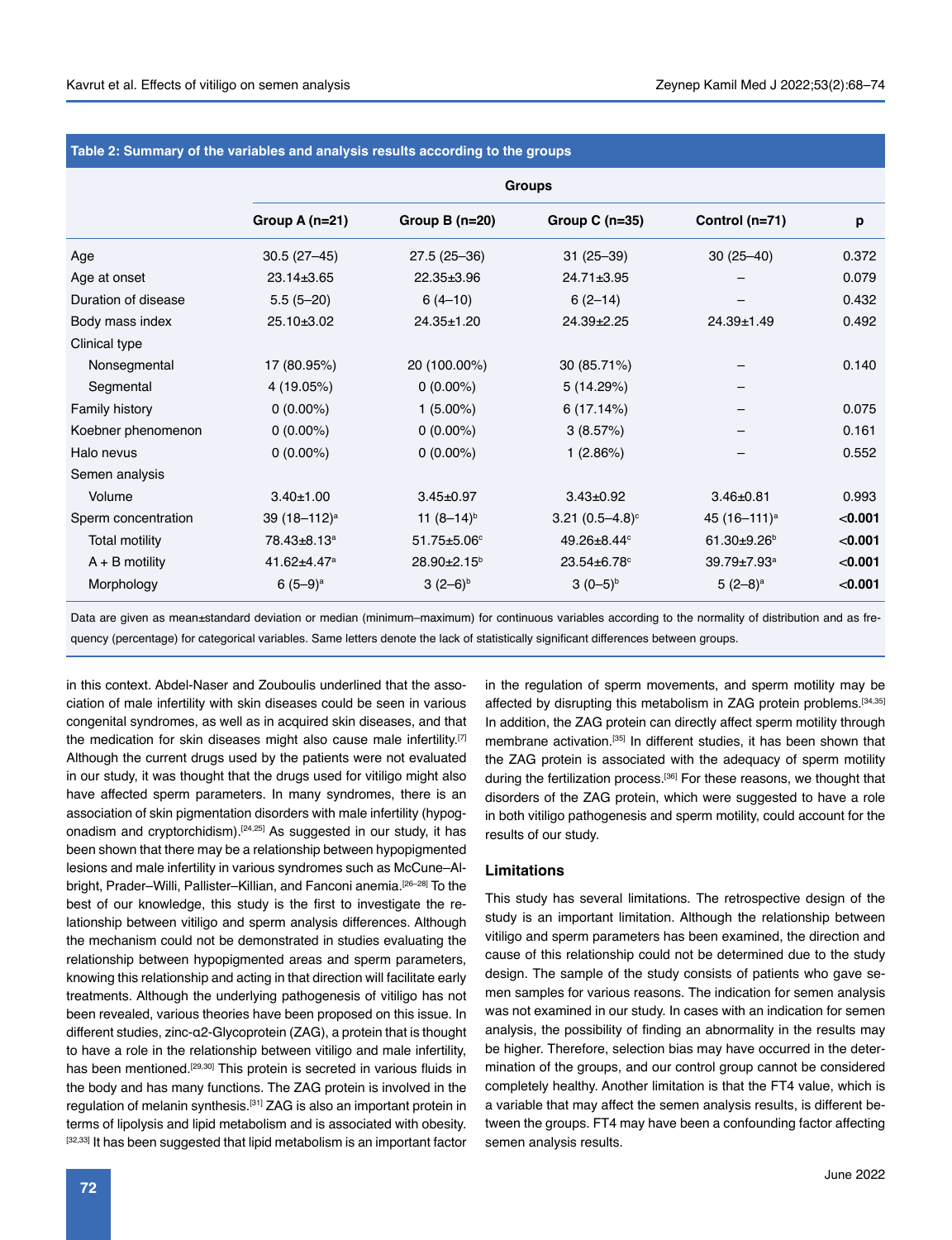**Table 2: Summary of the variables and analysis results according to the groups**

| | Groups | | | | |
|---|---|---|---|---|---|
| | Group A (n=21) | Group B (n=20) | Group C (n=35) | Control (n=71) | p |
| Age | 30.5 (27–45) | 27.5 (25–36) | 31 (25–39) | 30 (25–40) | 0.372 |
| Age at onset | 23.14±3.65 | 22.35±3.96 | 24.71±3.95 | – | 0.079 |
| Duration of disease | 5.5 (5–20) | 6 (4–10) | 6 (2–14) | – | 0.432 |
| Body mass index | 25.10±3.02 | 24.35±1.20 | 24.39±2.25 | 24.39±1.49 | 0.492 |
| Clinical type | | | | | |
| Nonsegmental | 17 (80.95%) | 20 (100.00%) | 30 (85.71%) | – | 0.140 |
| Segmental | 4 (19.05%) | 0 (0.00%) | 5 (14.29%) | – | |
| Family history | 0 (0.00%) | 1 (5.00%) | 6 (17.14%) | – | 0.075 |
| Koebner phenomenon | 0 (0.00%) | 0 (0.00%) | 3 (8.57%) | – | 0.161 |
| Halo nevus | 0 (0.00%) | 0 (0.00%) | 1 (2.86%) | – | 0.552 |
| Semen analysis | | | | | |
| Volume | 3.40±1.00 | 3.45±0.97 | 3.43±0.92 | 3.46±0.81 | 0.993 |
| Sperm concentration | 39 (18–112)[a] | 11 (8–14)[b] | 3.21 (0.5–4.8)[c] | 45 (16–111)[a] | **<0.001** |
| Total motility | 78.43±8.13[a] | 51.75±5.06[c] | 49.26±8.44[c] | 61.30±9.26[b] | **<0.001** |
| A + B motility | 41.62±4.47[a] | 28.90±2.15[b] | 23.54±6.78[c] | 39.79±7.93[a] | **<0.001** |
| Morphology | 6 (5–9)[a] | 3 (2–6)[b] | 3 (0–5)[b] | 5 (2–8)[a] | **<0.001** |

Data are given as mean±standard deviation or median (minimum–maximum) for continuous variables according to the normality of distribution and as frequency (percentage) for categorical variables. Same letters denote the lack of statistically significant differences between groups.

in this context. Abdel-Naser and Zouboulis underlined that the association of male infertility with skin diseases could be seen in various congenital syndromes, as well as in acquired skin diseases, and that the medication for skin diseases might also cause male infertility.[7] Although the current drugs used by the patients were not evaluated in our study, it was thought that the drugs used for vitiligo might also have affected sperm parameters. In many syndromes, there is an association of skin pigmentation disorders with male infertility (hypogonadism and cryptorchidism).[24,25] As suggested in our study, it has been shown that there may be a relationship between hypopigmented lesions and male infertility in various syndromes such as McCune–Albright, Prader–Willi, Pallister–Killian, and Fanconi anemia.[26–28] To the best of our knowledge, this study is the first to investigate the relationship between vitiligo and sperm analysis differences. Although the mechanism could not be demonstrated in studies evaluating the relationship between hypopigmented areas and sperm parameters, knowing this relationship and acting in that direction will facilitate early treatments. Although the underlying pathogenesis of vitiligo has not been revealed, various theories have been proposed on this issue. In different studies, zinc-α2-Glycoprotein (ZAG), a protein that is thought to have a role in the relationship between vitiligo and male infertility, has been mentioned.[29,30] This protein is secreted in various fluids in the body and has many functions. The ZAG protein is involved in the regulation of melanin synthesis.[31] ZAG is also an important protein in terms of lipolysis and lipid metabolism and is associated with obesity.[32,33] It has been suggested that lipid metabolism is an important factor in the regulation of sperm movements, and sperm motility may be affected by disrupting this metabolism in ZAG protein problems.[34,35] In addition, the ZAG protein can directly affect sperm motility through membrane activation.[35] In different studies, it has been shown that the ZAG protein is associated with the adequacy of sperm motility during the fertilization process.[36] For these reasons, we thought that disorders of the ZAG protein, which were suggested to have a role in both vitiligo pathogenesis and sperm motility, could account for the results of our study.

## Limitations

This study has several limitations. The retrospective design of the study is an important limitation. Although the relationship between vitiligo and sperm parameters has been examined, the direction and cause of this relationship could not be determined due to the study design. The sample of the study consists of patients who gave semen samples for various reasons. The indication for semen analysis was not examined in our study. In cases with an indication for semen analysis, the possibility of finding an abnormality in the results may be higher. Therefore, selection bias may have occurred in the determination of the groups, and our control group cannot be considered completely healthy. Another limitation is that the FT4 value, which is a variable that may affect the semen analysis results, is different between the groups. FT4 may have been a confounding factor affecting semen analysis results.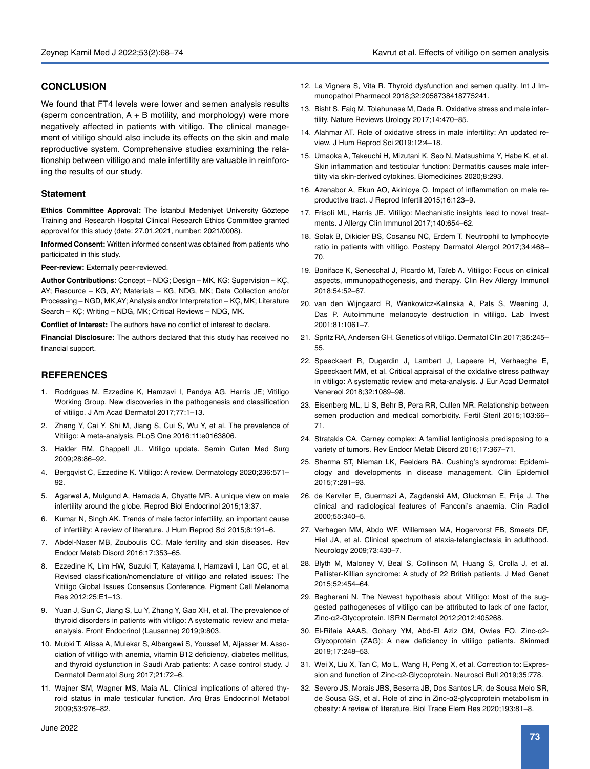## CONCLUSION

We found that FT4 levels were lower and semen analysis results (sperm concentration, A + B motility, and morphology) were more negatively affected in patients with vitiligo. The clinical management of vitiligo should also include its effects on the skin and male reproductive system. Comprehensive studies examining the relationship between vitiligo and male infertility are valuable in reinforcing the results of our study.

### Statement

**Ethics Committee Approval:** The İstanbul Medeniyet University Göztepe Training and Research Hospital Clinical Research Ethics Committee granted approval for this study (date: 27.01.2021, number: 2021/0008).

**Informed Consent:** Written informed consent was obtained from patients who participated in this study.

**Peer-review:** Externally peer-reviewed.

**Author Contributions:** Concept – NDG; Design – MK, KG; Supervision – KÇ, AY; Resource – KG, AY; Materials – KG, NDG, MK; Data Collection and/or Processing – NGD, MK,AY; Analysis and/or Interpretation – KÇ, MK; Literature Search – KÇ; Writing – NDG, MK; Critical Reviews – NDG, MK.

**Conflict of Interest:** The authors have no conflict of interest to declare.

**Financial Disclosure:** The authors declared that this study has received no financial support.

## REFERENCES

1. Rodrigues M, Ezzedine K, Hamzavi I, Pandya AG, Harris JE; Vitiligo Working Group. New discoveries in the pathogenesis and classification of vitiligo. J Am Acad Dermatol 2017;77:1–13.
2. Zhang Y, Cai Y, Shi M, Jiang S, Cui S, Wu Y, et al. The prevalence of Vitiligo: A meta-analysis. PLoS One 2016;11:e0163806.
3. Halder RM, Chappell JL. Vitiligo update. Semin Cutan Med Surg 2009;28:86–92.
4. Bergqvist C, Ezzedine K. Vitiligo: A review. Dermatology 2020;236:571–92.
5. Agarwal A, Mulgund A, Hamada A, Chyatte MR. A unique view on male infertility around the globe. Reprod Biol Endocrinol 2015;13:37.
6. Kumar N, Singh AK. Trends of male factor infertility, an important cause of infertility: A review of literature. J Hum Reprod Sci 2015;8:191–6.
7. Abdel-Naser MB, Zouboulis CC. Male fertility and skin diseases. Rev Endocr Metab Disord 2016;17:353–65.
8. Ezzedine K, Lim HW, Suzuki T, Katayama I, Hamzavi I, Lan CC, et al. Revised classification/nomenclature of vitiligo and related issues: The Vitiligo Global Issues Consensus Conference. Pigment Cell Melanoma Res 2012;25:E1–13.
9. Yuan J, Sun C, Jiang S, Lu Y, Zhang Y, Gao XH, et al. The prevalence of thyroid disorders in patients with vitiligo: A systematic review and meta-analysis. Front Endocrinol (Lausanne) 2019;9:803.
10. Mubki T, Alissa A, Mulekar S, Albargawi S, Youssef M, Aljasser M. Association of vitiligo with anemia, vitamin B12 deficiency, diabetes mellitus, and thyroid dysfunction in Saudi Arab patients: A case control study. J Dermatol Dermatol Surg 2017;21:72–6.
11. Wajner SM, Wagner MS, Maia AL. Clinical implications of altered thyroid status in male testicular function. Arq Bras Endocrinol Metabol 2009;53:976–82.
12. La Vignera S, Vita R. Thyroid dysfunction and semen quality. Int J Immunopathol Pharmacol 2018;32:2058738418775241.
13. Bisht S, Faiq M, Tolahunase M, Dada R. Oxidative stress and male infertility. Nature Reviews Urology 2017;14:470–85.
14. Alahmar AT. Role of oxidative stress in male infertility: An updated review. J Hum Reprod Sci 2019;12:4–18.
15. Umaoka A, Takeuchi H, Mizutani K, Seo N, Matsushima Y, Habe K, et al. Skin inflammation and testicular function: Dermatitis causes male infertility via skin-derived cytokines. Biomedicines 2020;8:293.
16. Azenabor A, Ekun AO, Akinloye O. Impact of inflammation on male reproductive tract. J Reprod Infertil 2015;16:123–9.
17. Frisoli ML, Harris JE. Vitiligo: Mechanistic insights lead to novel treatments. J Allergy Clin Immunol 2017;140:654–62.
18. Solak B, Dikicier BS, Cosansu NC, Erdem T. Neutrophil to lymphocyte ratio in patients with vitiligo. Postepy Dermatol Alergol 2017;34:468–70.
19. Boniface K, Seneschal J, Picardo M, Taïeb A. Vitiligo: Focus on clinical aspects, ımmunopathogenesis, and therapy. Clin Rev Allergy Immunol 2018;54:52–67.
20. van den Wijngaard R, Wankowicz-Kalinska A, Pals S, Weening J, Das P. Autoimmune melanocyte destruction in vitiligo. Lab Invest 2001;81:1061–7.
21. Spritz RA, Andersen GH. Genetics of vitiligo. Dermatol Clin 2017;35:245–55.
22. Speeckaert R, Dugardin J, Lambert J, Lapeere H, Verhaeghe E, Speeckaert MM, et al. Critical appraisal of the oxidative stress pathway in vitiligo: A systematic review and meta-analysis. J Eur Acad Dermatol Venereol 2018;32:1089–98.
23. Eisenberg ML, Li S, Behr B, Pera RR, Cullen MR. Relationship between semen production and medical comorbidity. Fertil Steril 2015;103:66–71.
24. Stratakis CA. Carney complex: A familial lentiginosis predisposing to a variety of tumors. Rev Endocr Metab Disord 2016;17:367–71.
25. Sharma ST, Nieman LK, Feelders RA. Cushing's syndrome: Epidemiology and developments in disease management. Clin Epidemiol 2015;7:281–93.
26. de Kerviler E, Guermazi A, Zagdanski AM, Gluckman E, Frija J. The clinical and radiological features of Fanconi's anaemia. Clin Radiol 2000;55:340–5.
27. Verhagen MM, Abdo WF, Willemsen MA, Hogervorst FB, Smeets DF, Hiel JA, et al. Clinical spectrum of ataxia-telangiectasia in adulthood. Neurology 2009;73:430–7.
28. Blyth M, Maloney V, Beal S, Collinson M, Huang S, Crolla J, et al. Pallister-Killian syndrome: A study of 22 British patients. J Med Genet 2015;52:454–64.
29. Bagherani N. The Newest hypothesis about Vitiligo: Most of the suggested pathogeneses of vitiligo can be attributed to lack of one factor, Zinc-α2-Glycoprotein. ISRN Dermatol 2012;2012:405268.
30. El-Rifaie AAAS, Gohary YM, Abd-El Aziz GM, Owies FO. Zinc-α2-Glycoprotein (ZAG): A new deficiency in vitiligo patients. Skinmed 2019;17:248–53.
31. Wei X, Liu X, Tan C, Mo L, Wang H, Peng X, et al. Correction to: Expression and function of Zinc-α2-Glycoprotein. Neurosci Bull 2019;35:778.
32. Severo JS, Morais JBS, Beserra JB, Dos Santos LR, de Sousa Melo SR, de Sousa GS, et al. Role of zinc in Zinc-α2-glycoprotein metabolism in obesity: A review of literature. Biol Trace Elem Res 2020;193:81–8.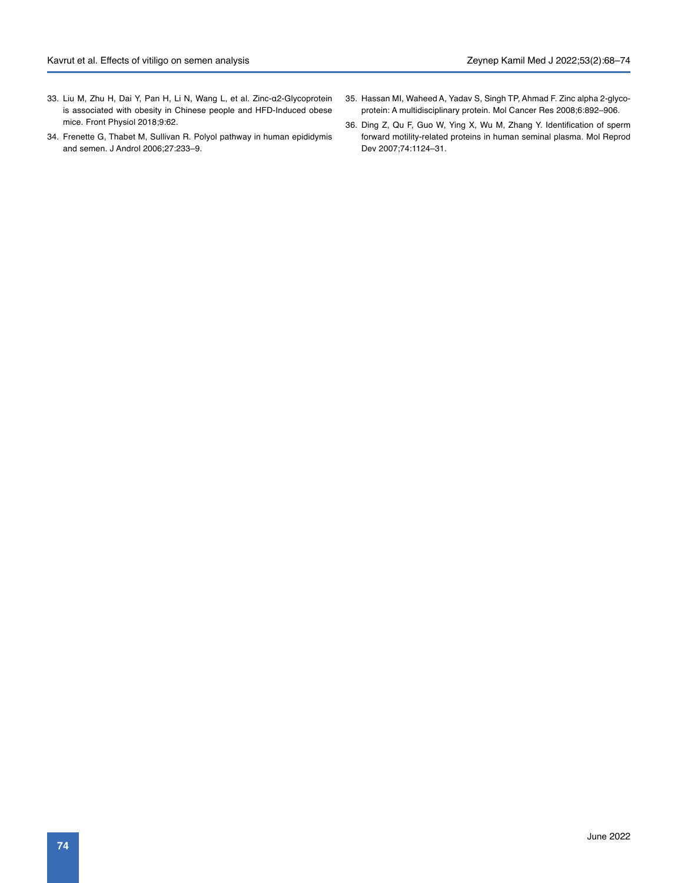33. Liu M, Zhu H, Dai Y, Pan H, Li N, Wang L, et al. Zinc-α2-Glycoprotein is associated with obesity in Chinese people and HFD-Induced obese mice. Front Physiol 2018;9:62.
34. Frenette G, Thabet M, Sullivan R. Polyol pathway in human epididymis and semen. J Androl 2006;27:233–9.
35. Hassan MI, Waheed A, Yadav S, Singh TP, Ahmad F. Zinc alpha 2-glycoprotein: A multidisciplinary protein. Mol Cancer Res 2008;6:892–906.
36. Ding Z, Qu F, Guo W, Ying X, Wu M, Zhang Y. Identification of sperm forward motility-related proteins in human seminal plasma. Mol Reprod Dev 2007;74:1124–31.